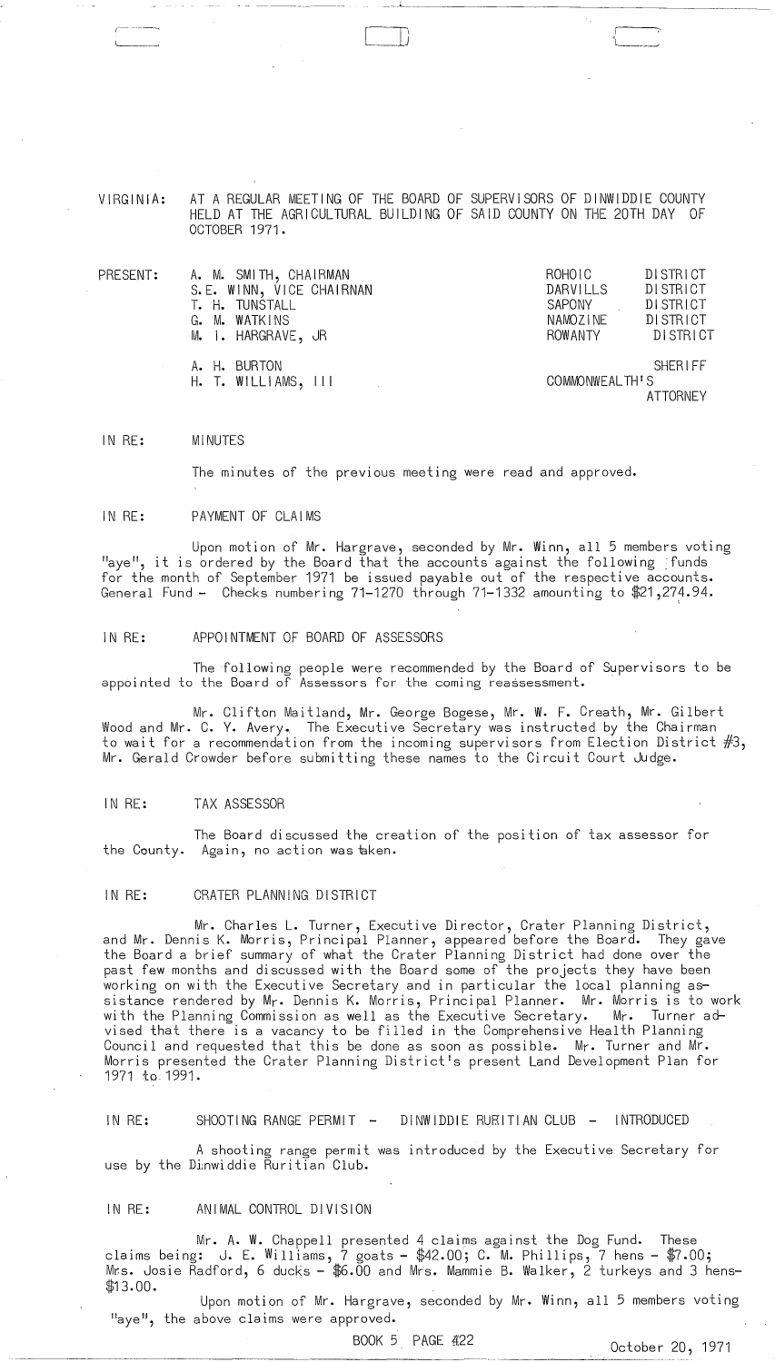VIRGINIA: AT A REGULAR MEETING OF THE BOARD OF SUPERVISORS OF DINWIDDIE COUNTY HELD AT THE AGRICULTURAL BUILDING OF SAID COUNTY ON THE 20TH DAY OF OCTOBER 1971.

| PRESENT: | | |
|---|---|---|
| | A. M. SMITH, CHAIRMAN | ROHOIC DISTRICT |
| | S.E. WINN, VICE CHAIRNAN | DARVILLS DISTRICT |
| | T. H. TUNSTALL | SAPONY DISTRICT |
| | G. M. WATKINS | NAMOZINE DISTRICT |
| | M. I. HARGRAVE, JR | ROWANTY DISTRICT |
| | A. H. BURTON | SHERIFF |
| | H. T. WILLIAMS, III | COMMONWEALTH'S ATTORNEY |

IN RE: MINUTES

The minutes of the previous meeting were read and approved.

IN RE: PAYMENT OF CLAIMS

Upon motion of Mr. Hargrave, seconded by Mr. Winn, all 5 members voting "aye", it is ordered by the Board that the accounts against the following funds for the month of September 1971 be issued payable out of the respective accounts. General Fund - Checks numbering 71-1270 through 71-1332 amounting to $21,274.94.

IN RE: APPOINTMENT OF BOARD OF ASSESSORS

The following people were recommended by the Board of Supervisors to be appointed to the Board of Assessors for the coming reassessment.

Mr. Clifton Maitland, Mr. George Bogese, Mr. W. F. Creath, Mr. Gilbert Wood and Mr. C. Y. Avery. The Executive Secretary was instructed by the Chairman to wait for a recommendation from the incoming supervisors from Election District #3, Mr. Gerald Crowder before submitting these names to the Circuit Court Judge.

IN RE: TAX ASSESSOR

The Board discussed the creation of the position of tax assessor for the County. Again, no action was taken.

IN RE: CRATER PLANNING DISTRICT

Mr. Charles L. Turner, Executive Director, Crater Planning District, and Mr. Dennis K. Morris, Principal Planner, appeared before the Board. They gave the Board a brief summary of what the Crater Planning District had done over the past few months and discussed with the Board some of the projects they have been working on with the Executive Secretary and in particular the local planning assistance rendered by Mr. Dennis K. Morris, Principal Planner. Mr. Morris is to work with the Planning Commission as well as the Executive Secretary. Mr. Turner advised that there is a vacancy to be filled in the Comprehensive Health Planning Council and requested that this be done as soon as possible. Mr. Turner and Mr. Morris presented the Crater Planning District's present Land Development Plan for 1971 to 1991.

IN RE: SHOOTING RANGE PERMIT - DINWIDDIE RURITIAN CLUB - INTRODUCED

A shooting range permit was introduced by the Executive Secretary for use by the Dinwiddie Ruritian Club.

IN RE: ANIMAL CONTROL DIVISION

Mr. A. W. Chappell presented 4 claims against the Dog Fund. These claims being: J. E. Williams, 7 goats - $42.00; C. M. Phillips, 7 hens - $7.00; Mrs. Josie Radford, 6 ducks - $6.00 and Mrs. Mammie B. Walker, 2 turkeys and 3 hens- $13.00.

Upon motion of Mr. Hargrave, seconded by Mr. Winn, all 5 members voting "aye", the above claims were approved.

BOOK 5 PAGE 422 October 20, 1971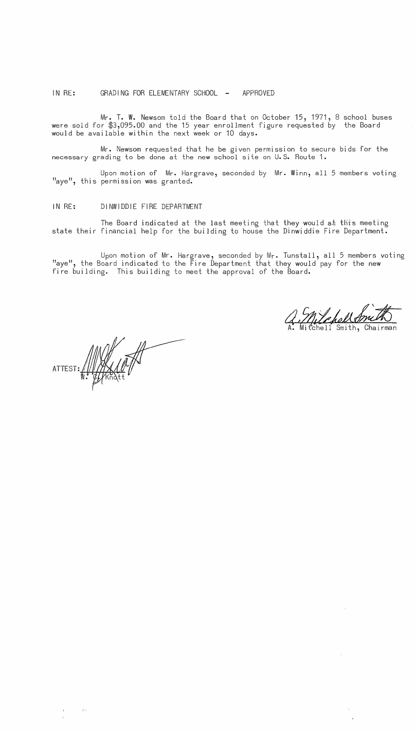IN RE: GRADING FOR ELEMENTARY SCHOOL - APPROVED

Mr. T. W. Newsom told the Board that on October 15, 1971, 8 school buses were sold for $3,095.00 and the 15 year enrollment figure requested by the Board would be available within the next week or 10 days.

Mr. Newsom requested that he be given permission to secure bids for the necessary grading to be done at the new school site on U.S. Route 1.

Upon motion of Mr. Hargrave, seconded by Mr. Winn, all 5 members voting "aye", this permission was granted.

IN RE: DINWIDDIE FIRE DEPARTMENT

The Board indicated at the last meeting that they would at this meeting state their financial help for the building to house the Dinwiddie Fire Department.

Upon motion of Mr. Hargrave, seconded by Mr. Tunstall, all 5 members voting "aye", the Board indicated to the Fire Department that they would pay for the new fire building. This building to meet the approval of the Board.

A. Mitchell Smith, Chairman

ATTEST: W. C. Knott